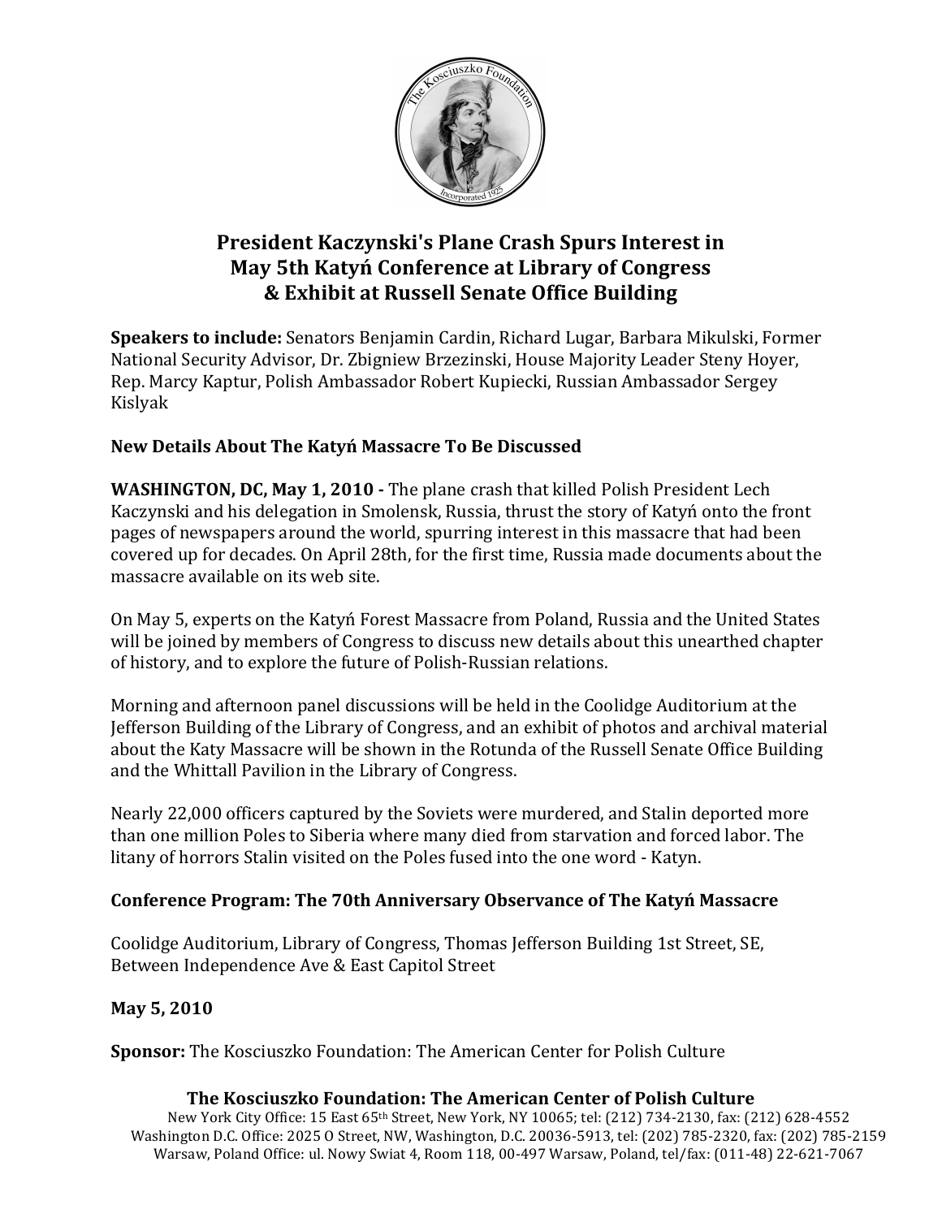# President Kaczynski's Plane Crash Spurs Interest in May 5th Katyń Conference at Library of Congress & Exhibit at Russell Senate Office Building

**Speakers to include:** Senators Benjamin Cardin, Richard Lugar, Barbara Mikulski, Former National Security Advisor, Dr. Zbigniew Brzezinski, House Majority Leader Steny Hoyer, Rep. Marcy Kaptur, Polish Ambassador Robert Kupiecki, Russian Ambassador Sergey Kislyak

**New Details About The Katyń Massacre To Be Discussed**

**WASHINGTON, DC, May 1, 2010 -** The plane crash that killed Polish President Lech Kaczynski and his delegation in Smolensk, Russia, thrust the story of Katyń onto the front pages of newspapers around the world, spurring interest in this massacre that had been covered up for decades. On April 28th, for the first time, Russia made documents about the massacre available on its web site.

On May 5, experts on the Katyń Forest Massacre from Poland, Russia and the United States will be joined by members of Congress to discuss new details about this unearthed chapter of history, and to explore the future of Polish-Russian relations.

Morning and afternoon panel discussions will be held in the Coolidge Auditorium at the Jefferson Building of the Library of Congress, and an exhibit of photos and archival material about the Katy Massacre will be shown in the Rotunda of the Russell Senate Office Building and the Whittall Pavilion in the Library of Congress.

Nearly 22,000 officers captured by the Soviets were murdered, and Stalin deported more than one million Poles to Siberia where many died from starvation and forced labor. The litany of horrors Stalin visited on the Poles fused into the one word - Katyn.

**Conference Program: The 70th Anniversary Observance of The Katyń Massacre**

Coolidge Auditorium, Library of Congress, Thomas Jefferson Building 1st Street, SE, Between Independence Ave & East Capitol Street

**May 5, 2010**

**Sponsor:** The Kosciuszko Foundation: The American Center for Polish Culture

**The Kosciuszko Foundation: The American Center of Polish Culture**

New York City Office: 15 East 65th Street, New York, NY 10065; tel: (212) 734-2130, fax: (212) 628-4552
Washington D.C. Office: 2025 O Street, NW, Washington, D.C. 20036-5913, tel: (202) 785-2320, fax: (202) 785-2159
Warsaw, Poland Office: ul. Nowy Swiat 4, Room 118, 00-497 Warsaw, Poland, tel/fax: (011-48) 22-621-7067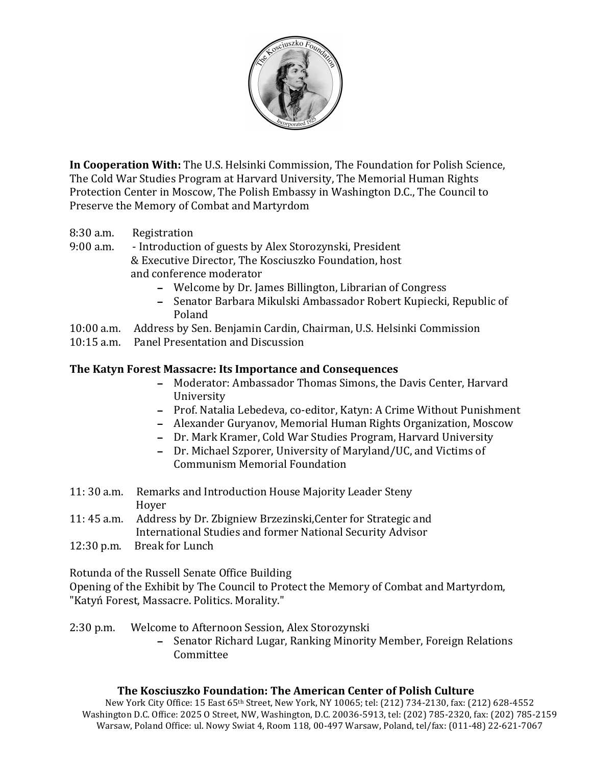**In Cooperation With:** The U.S. Helsinki Commission, The Foundation for Polish Science, The Cold War Studies Program at Harvard University, The Memorial Human Rights Protection Center in Moscow, The Polish Embassy in Washington D.C., The Council to Preserve the Memory of Combat and Martyrdom

8:30 a.m. Registration

9:00 a.m. - Introduction of guests by Alex Storozynski, President & Executive Director, The Kosciuszko Foundation, host and conference moderator

- Welcome by Dr. James Billington, Librarian of Congress
- Senator Barbara Mikulski Ambassador Robert Kupiecki, Republic of Poland

10:00 a.m. Address by Sen. Benjamin Cardin, Chairman, U.S. Helsinki Commission

10:15 a.m. Panel Presentation and Discussion

**The Katyn Forest Massacre: Its Importance and Consequences**

- Moderator: Ambassador Thomas Simons, the Davis Center, Harvard University
- Prof. Natalia Lebedeva, co-editor, Katyn: A Crime Without Punishment
- Alexander Guryanov, Memorial Human Rights Organization, Moscow
- Dr. Mark Kramer, Cold War Studies Program, Harvard University
- Dr. Michael Szporer, University of Maryland/UC, and Victims of Communism Memorial Foundation

11: 30 a.m. Remarks and Introduction House Majority Leader Steny Hoyer

11: 45 a.m. Address by Dr. Zbigniew Brzezinski,Center for Strategic and International Studies and former National Security Advisor

12:30 p.m. Break for Lunch

Rotunda of the Russell Senate Office Building
Opening of the Exhibit by The Council to Protect the Memory of Combat and Martyrdom, "Katyń Forest, Massacre. Politics. Morality."

2:30 p.m. Welcome to Afternoon Session, Alex Storozynski

- Senator Richard Lugar, Ranking Minority Member, Foreign Relations Committee

**The Kosciuszko Foundation: The American Center of Polish Culture**

New York City Office: 15 East 65th Street, New York, NY 10065; tel: (212) 734-2130, fax: (212) 628-4552
Washington D.C. Office: 2025 O Street, NW, Washington, D.C. 20036-5913, tel: (202) 785-2320, fax: (202) 785-2159
Warsaw, Poland Office: ul. Nowy Swiat 4, Room 118, 00-497 Warsaw, Poland, tel/fax: (011-48) 22-621-7067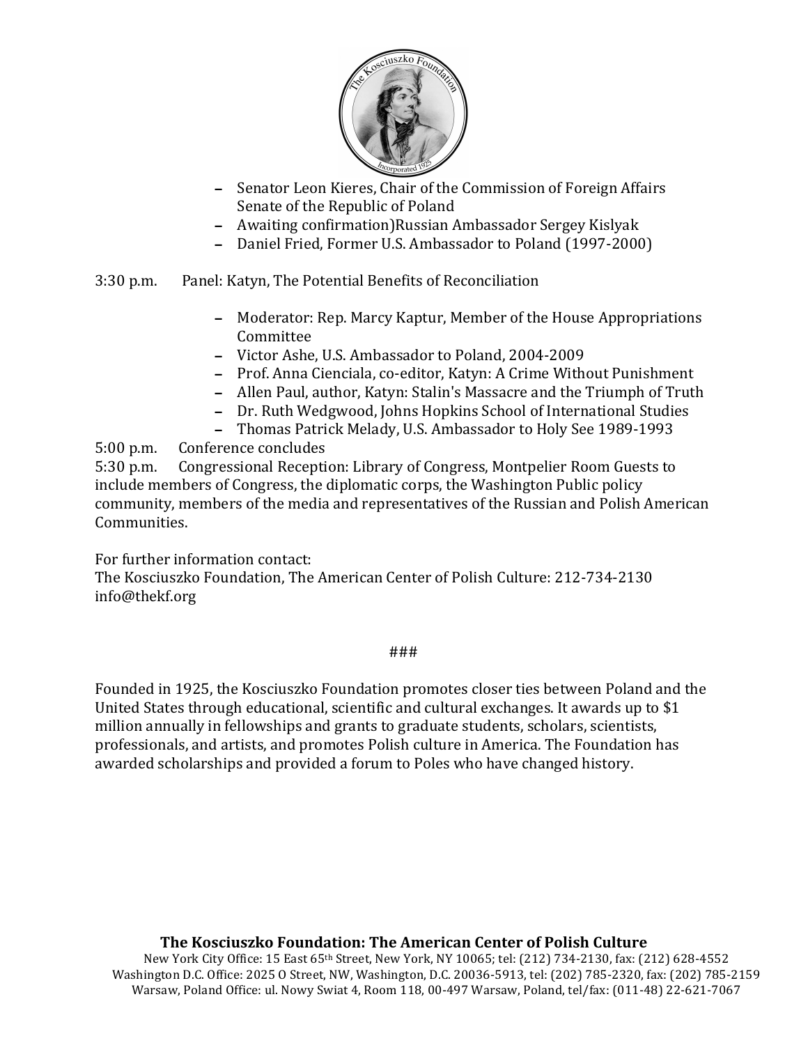- Senator Leon Kieres, Chair of the Commission of Foreign Affairs Senate of the Republic of Poland
- Awaiting confirmation)Russian Ambassador Sergey Kislyak
- Daniel Fried, Former U.S. Ambassador to Poland (1997-2000)

3:30 p.m. Panel: Katyn, The Potential Benefits of Reconciliation

- Moderator: Rep. Marcy Kaptur, Member of the House Appropriations Committee
- Victor Ashe, U.S. Ambassador to Poland, 2004-2009
- Prof. Anna Cienciala, co-editor, Katyn: A Crime Without Punishment
- Allen Paul, author, Katyn: Stalin's Massacre and the Triumph of Truth
- Dr. Ruth Wedgwood, Johns Hopkins School of International Studies
- Thomas Patrick Melady, U.S. Ambassador to Holy See 1989-1993

5:00 p.m. Conference concludes

5:30 p.m. Congressional Reception: Library of Congress, Montpelier Room Guests to include members of Congress, the diplomatic corps, the Washington Public policy community, members of the media and representatives of the Russian and Polish American Communities.

For further information contact:
The Kosciuszko Foundation, The American Center of Polish Culture: 212-734-2130
info@thekf.org

###

Founded in 1925, the Kosciuszko Foundation promotes closer ties between Poland and the United States through educational, scientific and cultural exchanges. It awards up to $1 million annually in fellowships and grants to graduate students, scholars, scientists, professionals, and artists, and promotes Polish culture in America. The Foundation has awarded scholarships and provided a forum to Poles who have changed history.

**The Kosciuszko Foundation: The American Center of Polish Culture**
New York City Office: 15 East 65th Street, New York, NY 10065; tel: (212) 734-2130, fax: (212) 628-4552
Washington D.C. Office: 2025 O Street, NW, Washington, D.C. 20036-5913, tel: (202) 785-2320, fax: (202) 785-2159
Warsaw, Poland Office: ul. Nowy Swiat 4, Room 118, 00-497 Warsaw, Poland, tel/fax: (011-48) 22-621-7067